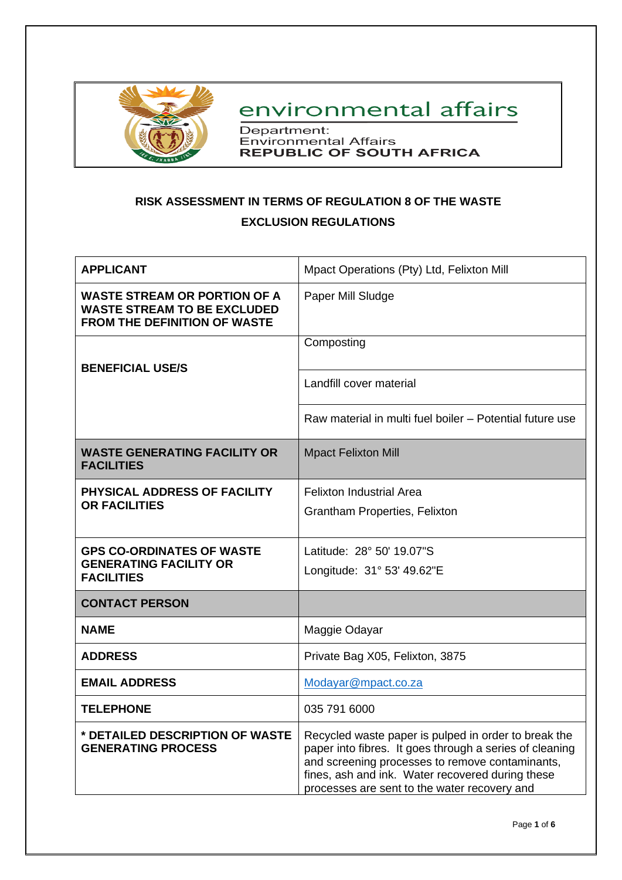environmental affairs

Department:
Environmental Affairs
**REPUBLIC OF SOUTH AFRICA**

**RISK ASSESSMENT IN TERMS OF REGULATION 8 OF THE WASTE EXCLUSION REGULATIONS**

| | |
|---|---|
| **APPLICANT** | Mpact Operations (Pty) Ltd, Felixton Mill |
| **WASTE STREAM OR PORTION OF A WASTE STREAM TO BE EXCLUDED FROM THE DEFINITION OF WASTE** | Paper Mill Sludge |
| **BENEFICIAL USE/S** | Composting |
| | Landfill cover material |
| | Raw material in multi fuel boiler – Potential future use |
| **WASTE GENERATING FACILITY OR FACILITIES** | Mpact Felixton Mill |
| **PHYSICAL ADDRESS OF FACILITY OR FACILITIES** | Felixton Industrial Area<br>Grantham Properties, Felixton |
| **GPS CO-ORDINATES OF WASTE GENERATING FACILITY OR FACILITIES** | Latitude: 28° 50' 19.07"S<br>Longitude: 31° 53' 49.62"E |
| **CONTACT PERSON** | |
| **NAME** | Maggie Odayar |
| **ADDRESS** | Private Bag X05, Felixton, 3875 |
| **EMAIL ADDRESS** | Modayar@mpact.co.za |
| **TELEPHONE** | 035 791 6000 |
| **\* DETAILED DESCRIPTION OF WASTE GENERATING PROCESS** | Recycled waste paper is pulped in order to break the paper into fibres. It goes through a series of cleaning and screening processes to remove contaminants, fines, ash and ink. Water recovered during these processes are sent to the water recovery and |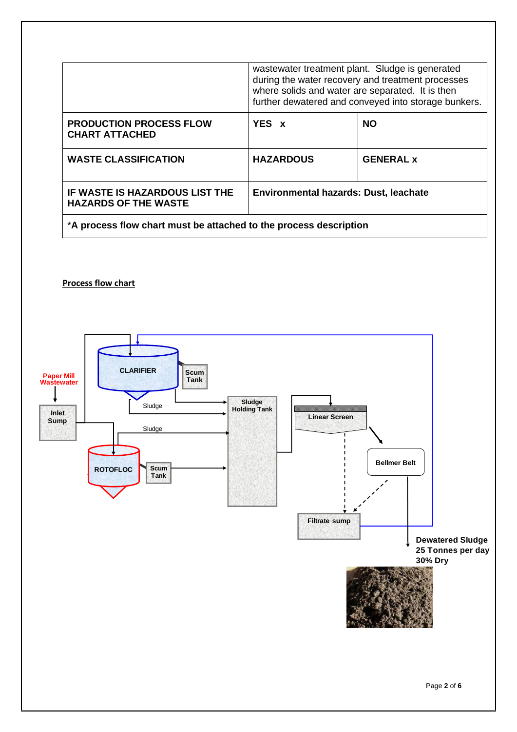| | | |
|---|---|---|
| | wastewater treatment plant. Sludge is generated during the water recovery and treatment processes where solids and water are separated. It is then further dewatered and conveyed into storage bunkers. | |
| **PRODUCTION PROCESS FLOW CHART ATTACHED** | **YES x** | **NO** |
| **WASTE CLASSIFICATION** | **HAZARDOUS** | **GENERAL x** |
| **IF WASTE IS HAZARDOUS LIST THE HAZARDS OF THE WASTE** | **Environmental hazards: Dust, leachate** | |
| *__A process flow chart must be attached to the process description__ | | |

**Process flow chart**

Paper Mill Wastewater

Inlet Sump

CLARIFIER

Scum Tank

Sludge

Sludge

Sludge Holding Tank

Linear Screen

ROTOFLOC

Scum Tank

Bellmer Belt

Filtrate sump

**Dewatered Sludge**
**25 Tonnes per day**
**30% Dry**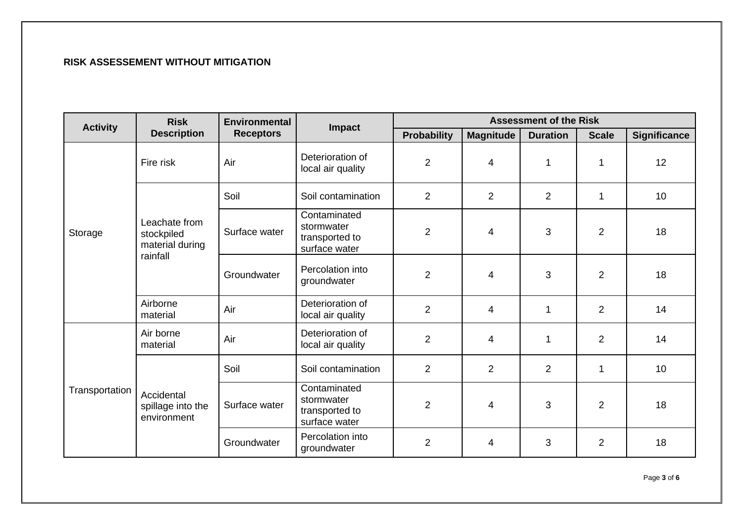**RISK ASSESSEMENT WITHOUT MITIGATION**

| Activity | Risk Description | Environmental Receptors | Impact | Assessment of the Risk | | | | |
|---|---|---|---|---|---|---|---|---|
| | | | | Probability | Magnitude | Duration | Scale | Significance |
| Storage | Fire risk | Air | Deterioration of local air quality | 2 | 4 | 1 | 1 | 12 |
| | Leachate from stockpiled material during rainfall | Soil | Soil contamination | 2 | 2 | 2 | 1 | 10 |
| | | Surface water | Contaminated stormwater transported to surface water | 2 | 4 | 3 | 2 | 18 |
| | | Groundwater | Percolation into groundwater | 2 | 4 | 3 | 2 | 18 |
| | Airborne material | Air | Deterioration of local air quality | 2 | 4 | 1 | 2 | 14 |
| Transportation | Air borne material | Air | Deterioration of local air quality | 2 | 4 | 1 | 2 | 14 |
| | Accidental spillage into the environment | Soil | Soil contamination | 2 | 2 | 2 | 1 | 10 |
| | | Surface water | Contaminated stormwater transported to surface water | 2 | 4 | 3 | 2 | 18 |
| | | Groundwater | Percolation into groundwater | 2 | 4 | 3 | 2 | 18 |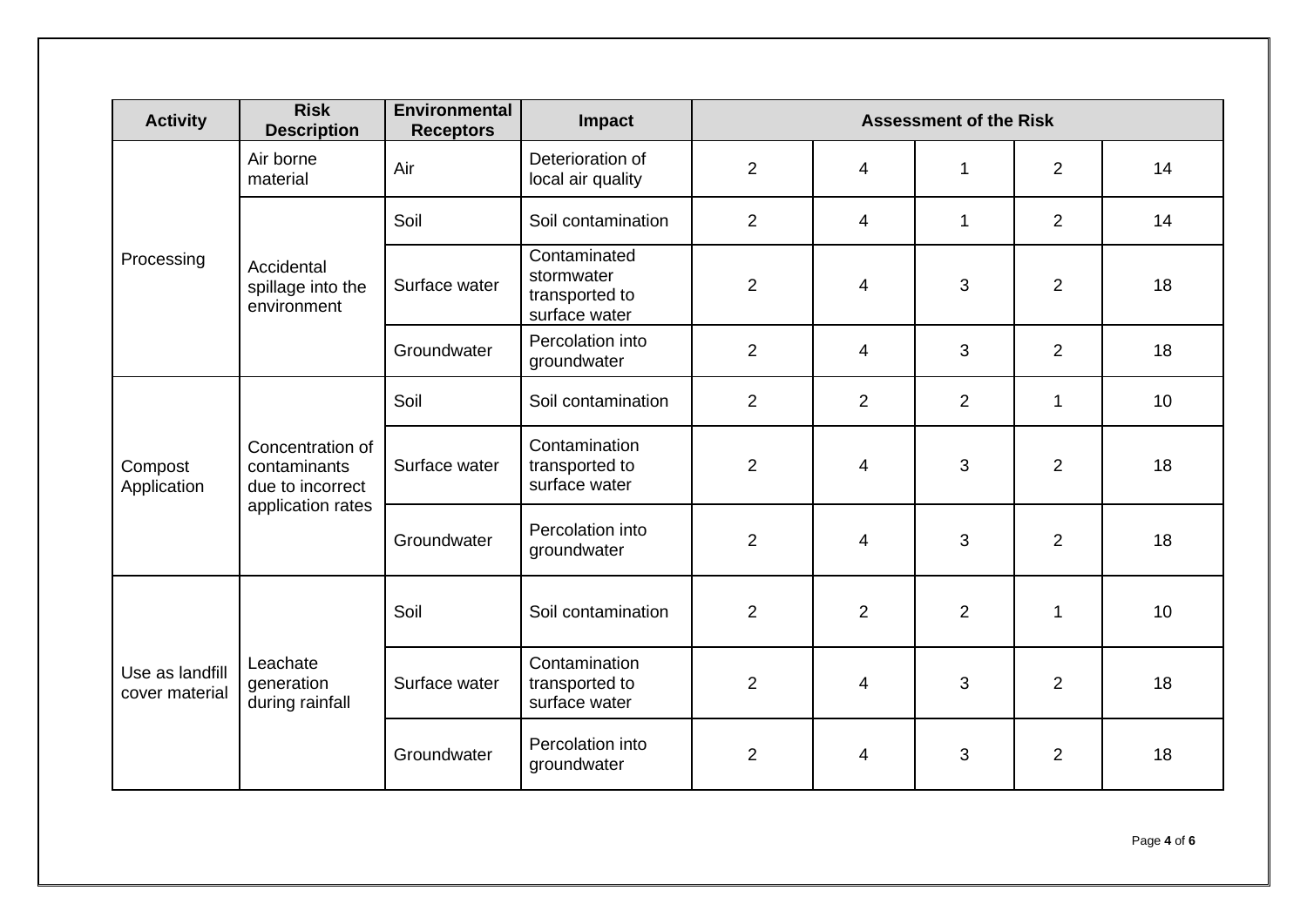| Activity | Risk Description | Environmental Receptors | Impact | Assessment of the Risk | | | | |
|---|---|---|---|---|---|---|---|---|
| Processing | Air borne material | Air | Deterioration of local air quality | 2 | 4 | 1 | 2 | 14 |
| | Accidental spillage into the environment | Soil | Soil contamination | 2 | 4 | 1 | 2 | 14 |
| | | Surface water | Contaminated stormwater transported to surface water | 2 | 4 | 3 | 2 | 18 |
| | | Groundwater | Percolation into groundwater | 2 | 4 | 3 | 2 | 18 |
| Compost Application | Concentration of contaminants due to incorrect application rates | Soil | Soil contamination | 2 | 2 | 2 | 1 | 10 |
| | | Surface water | Contamination transported to surface water | 2 | 4 | 3 | 2 | 18 |
| | | Groundwater | Percolation into groundwater | 2 | 4 | 3 | 2 | 18 |
| Use as landfill cover material | Leachate generation during rainfall | Soil | Soil contamination | 2 | 2 | 2 | 1 | 10 |
| | | Surface water | Contamination transported to surface water | 2 | 4 | 3 | 2 | 18 |
| | | Groundwater | Percolation into groundwater | 2 | 4 | 3 | 2 | 18 |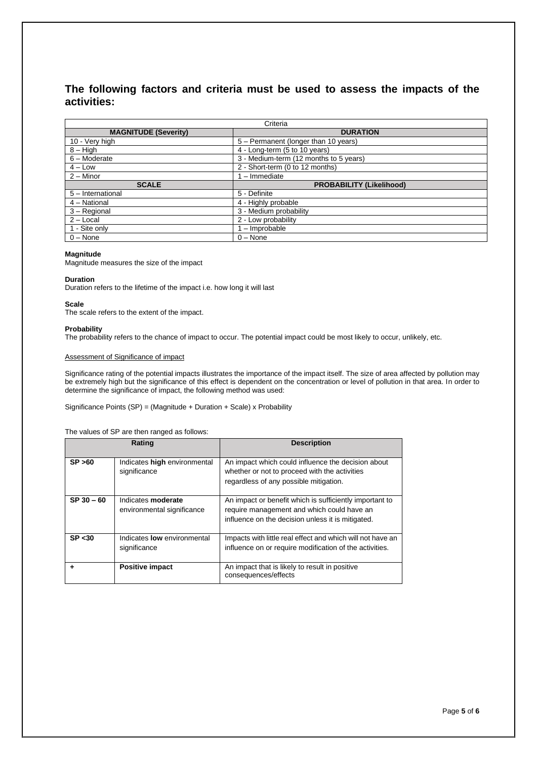## The following factors and criteria must be used to assess the impacts of the activities:

| Criteria | |
|---|---|
| **MAGNITUDE (Severity)** | **DURATION** |
| 10 - Very high | 5 – Permanent (longer than 10 years) |
| 8 – High | 4 - Long-term (5 to 10 years) |
| 6 – Moderate | 3 - Medium-term (12 months to 5 years) |
| 4 – Low | 2 - Short-term (0 to 12 months) |
| 2 – Minor | 1 – Immediate |
| **SCALE** | **PROBABILITY (Likelihood)** |
| 5 – International | 5 - Definite |
| 4 – National | 4 - Highly probable |
| 3 – Regional | 3 - Medium probability |
| 2 – Local | 2 - Low probability |
| 1 - Site only | 1 – Improbable |
| 0 – None | 0 – None |

**Magnitude**
Magnitude measures the size of the impact

**Duration**
Duration refers to the lifetime of the impact i.e. how long it will last

**Scale**
The scale refers to the extent of the impact.

**Probability**
The probability refers to the chance of impact to occur. The potential impact could be most likely to occur, unlikely, etc.

Assessment of Significance of impact

Significance rating of the potential impacts illustrates the importance of the impact itself. The size of area affected by pollution may be extremely high but the significance of this effect is dependent on the concentration or level of pollution in that area. In order to determine the significance of impact, the following method was used:

Significance Points (SP) = (Magnitude + Duration + Scale) x Probability

The values of SP are then ranged as follows:

| Rating | | Description |
|---|---|---|
| **SP >60** | Indicates **high** environmental significance | An impact which could influence the decision about whether or not to proceed with the activities regardless of any possible mitigation. |
| **SP 30 – 60** | Indicates **moderate** environmental significance | An impact or benefit which is sufficiently important to require management and which could have an influence on the decision unless it is mitigated. |
| **SP <30** | Indicates **low** environmental significance | Impacts with little real effect and which will not have an influence on or require modification of the activities. |
| **+** | **Positive impact** | An impact that is likely to result in positive consequences/effects |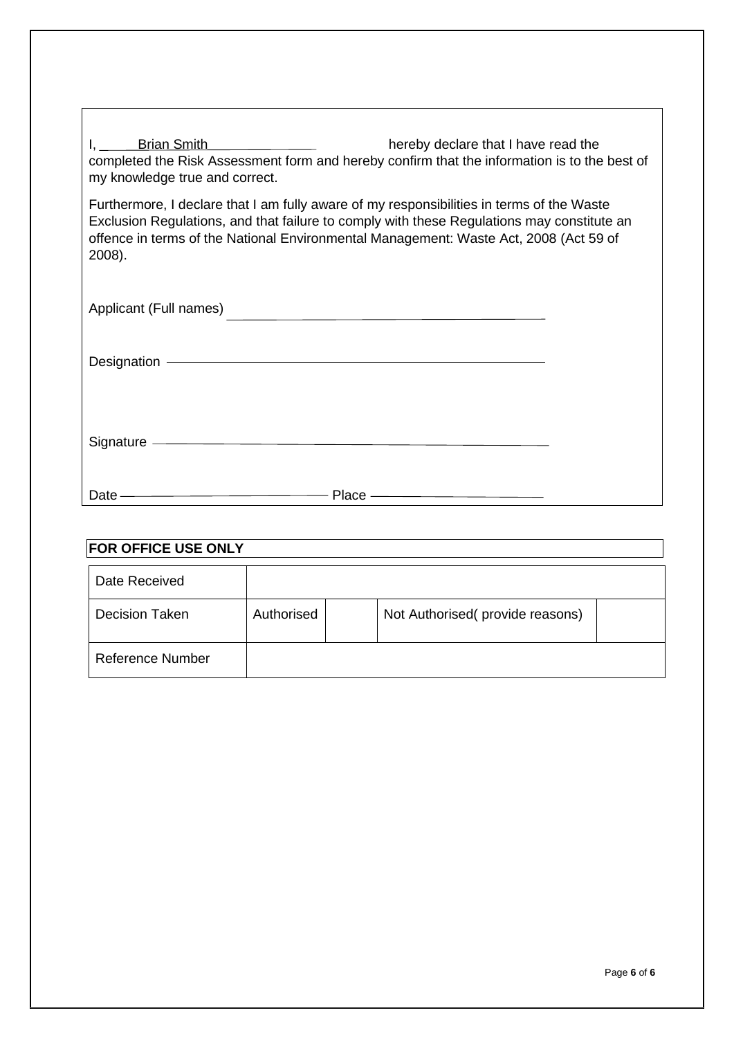I, Brian Smith hereby declare that I have read the completed the Risk Assessment form and hereby confirm that the information is to the best of my knowledge true and correct.

Furthermore, I declare that I am fully aware of my responsibilities in terms of the Waste Exclusion Regulations, and that failure to comply with these Regulations may constitute an offence in terms of the National Environmental Management: Waste Act, 2008 (Act 59 of 2008).

Applicant (Full names) ______________________________

Designation ______________________________

Signature ______________________________

Date ____________________ Place ____________________

**FOR OFFICE USE ONLY**

| | | | | |
|---|---|---|---|---|
| Date Received | | | | |
| Decision Taken | Authorised | | Not Authorised( provide reasons) | |
| Reference Number | | | | |